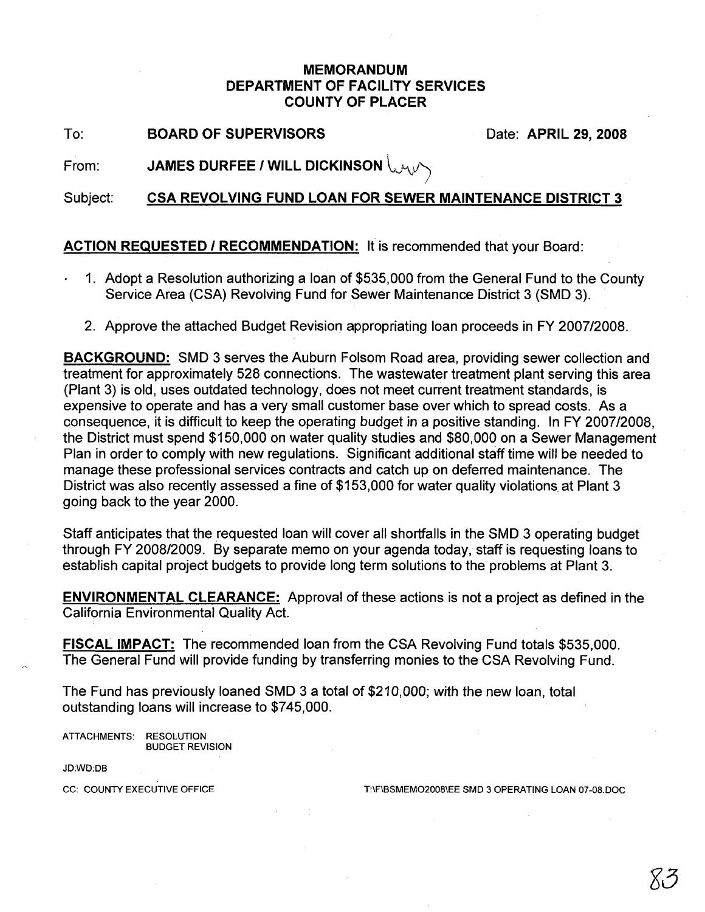# MEMORANDUM
# DEPARTMENT OF FACILITY SERVICES
# COUNTY OF PLACER

To: **BOARD OF SUPERVISORS** Date: **APRIL 29, 2008**

From: **JAMES DURFEE / WILL DICKINSON**

Subject: **CSA REVOLVING FUND LOAN FOR SEWER MAINTENANCE DISTRICT 3**

**ACTION REQUESTED / RECOMMENDATION:** It is recommended that your Board:

1. Adopt a Resolution authorizing a loan of $535,000 from the General Fund to the County Service Area (CSA) Revolving Fund for Sewer Maintenance District 3 (SMD 3).
2. Approve the attached Budget Revision appropriating loan proceeds in FY 2007/2008.

**BACKGROUND:** SMD 3 serves the Auburn Folsom Road area, providing sewer collection and treatment for approximately 528 connections. The wastewater treatment plant serving this area (Plant 3) is old, uses outdated technology, does not meet current treatment standards, is expensive to operate and has a very small customer base over which to spread costs. As a consequence, it is difficult to keep the operating budget in a positive standing. In FY 2007/2008, the District must spend $150,000 on water quality studies and $80,000 on a Sewer Management Plan in order to comply with new regulations. Significant additional staff time will be needed to manage these professional services contracts and catch up on deferred maintenance. The District was also recently assessed a fine of $153,000 for water quality violations at Plant 3 going back to the year 2000.

Staff anticipates that the requested loan will cover all shortfalls in the SMD 3 operating budget through FY 2008/2009. By separate memo on your agenda today, staff is requesting loans to establish capital project budgets to provide long term solutions to the problems at Plant 3.

**ENVIRONMENTAL CLEARANCE:** Approval of these actions is not a project as defined in the California Environmental Quality Act.

**FISCAL IMPACT:** The recommended loan from the CSA Revolving Fund totals $535,000. The General Fund will provide funding by transferring monies to the CSA Revolving Fund.

The Fund has previously loaned SMD 3 a total of $210,000; with the new loan, total outstanding loans will increase to $745,000.

ATTACHMENTS: RESOLUTION
BUDGET REVISION

JD:WD:DB

CC: COUNTY EXECUTIVE OFFICE

T:\F\BSMEMO2008\EE SMD 3 OPERATING LOAN 07-08.DOC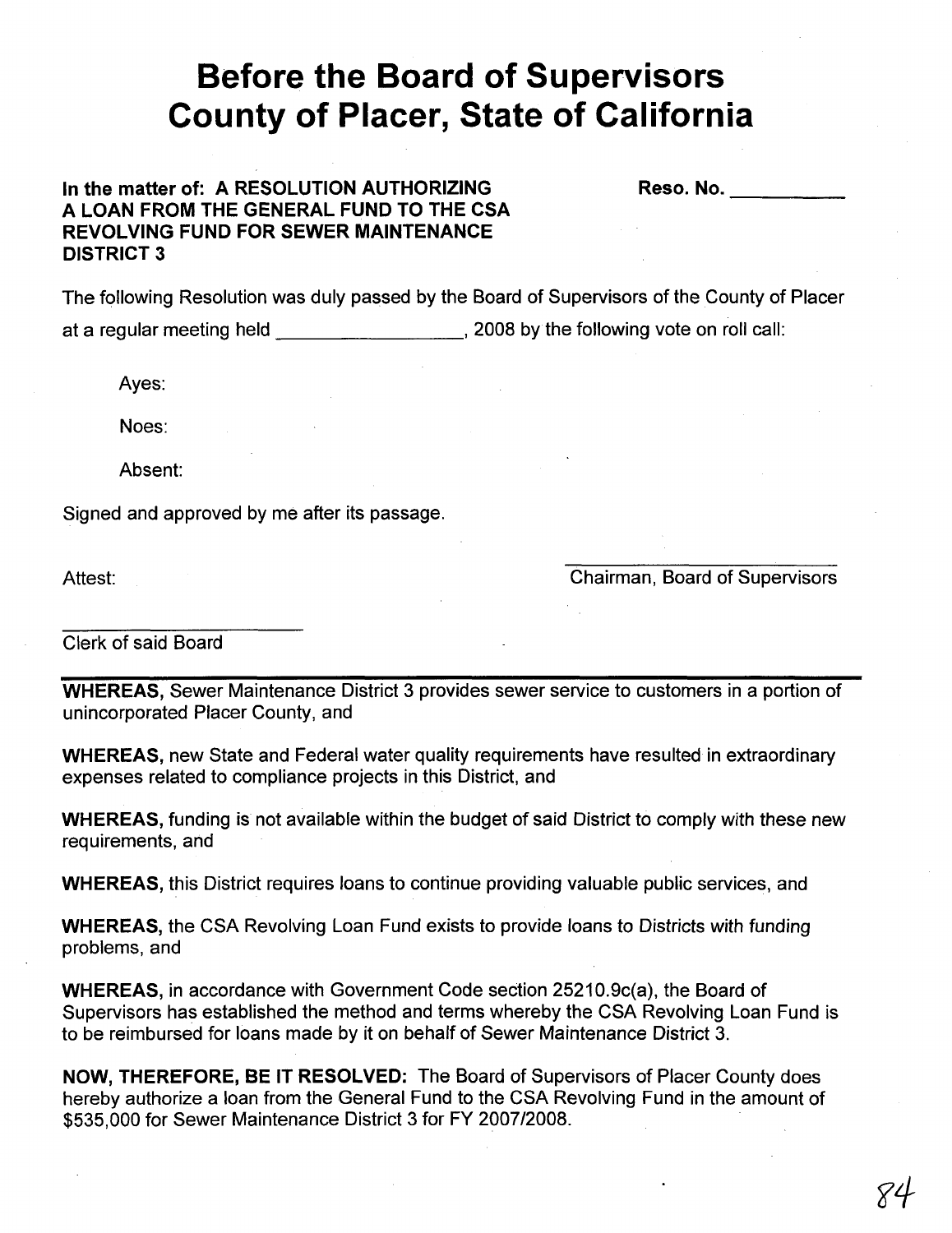# Before the Board of Supervisors County of Placer, State of California

**In the matter of: A RESOLUTION AUTHORIZING A LOAN FROM THE GENERAL FUND TO THE CSA REVOLVING FUND FOR SEWER MAINTENANCE DISTRICT 3**

**Reso. No. __________**

The following Resolution was duly passed by the Board of Supervisors of the County of Placer at a regular meeting held __________________, 2008 by the following vote on roll call:

Ayes:

Noes:

Absent:

Signed and approved by me after its passage.

Attest:

___________________________
Chairman, Board of Supervisors

___________________________
Clerk of said Board

---

**WHEREAS,** Sewer Maintenance District 3 provides sewer service to customers in a portion of unincorporated Placer County, and

**WHEREAS,** new State and Federal water quality requirements have resulted in extraordinary expenses related to compliance projects in this District, and

**WHEREAS,** funding is not available within the budget of said District to comply with these new requirements, and

**WHEREAS,** this District requires loans to continue providing valuable public services, and

**WHEREAS,** the CSA Revolving Loan Fund exists to provide loans to Districts with funding problems, and

**WHEREAS,** in accordance with Government Code section 25210.9c(a), the Board of Supervisors has established the method and terms whereby the CSA Revolving Loan Fund is to be reimbursed for loans made by it on behalf of Sewer Maintenance District 3.

**NOW, THEREFORE, BE IT RESOLVED:** The Board of Supervisors of Placer County does hereby authorize a loan from the General Fund to the CSA Revolving Fund in the amount of $535,000 for Sewer Maintenance District 3 for FY 2007/2008.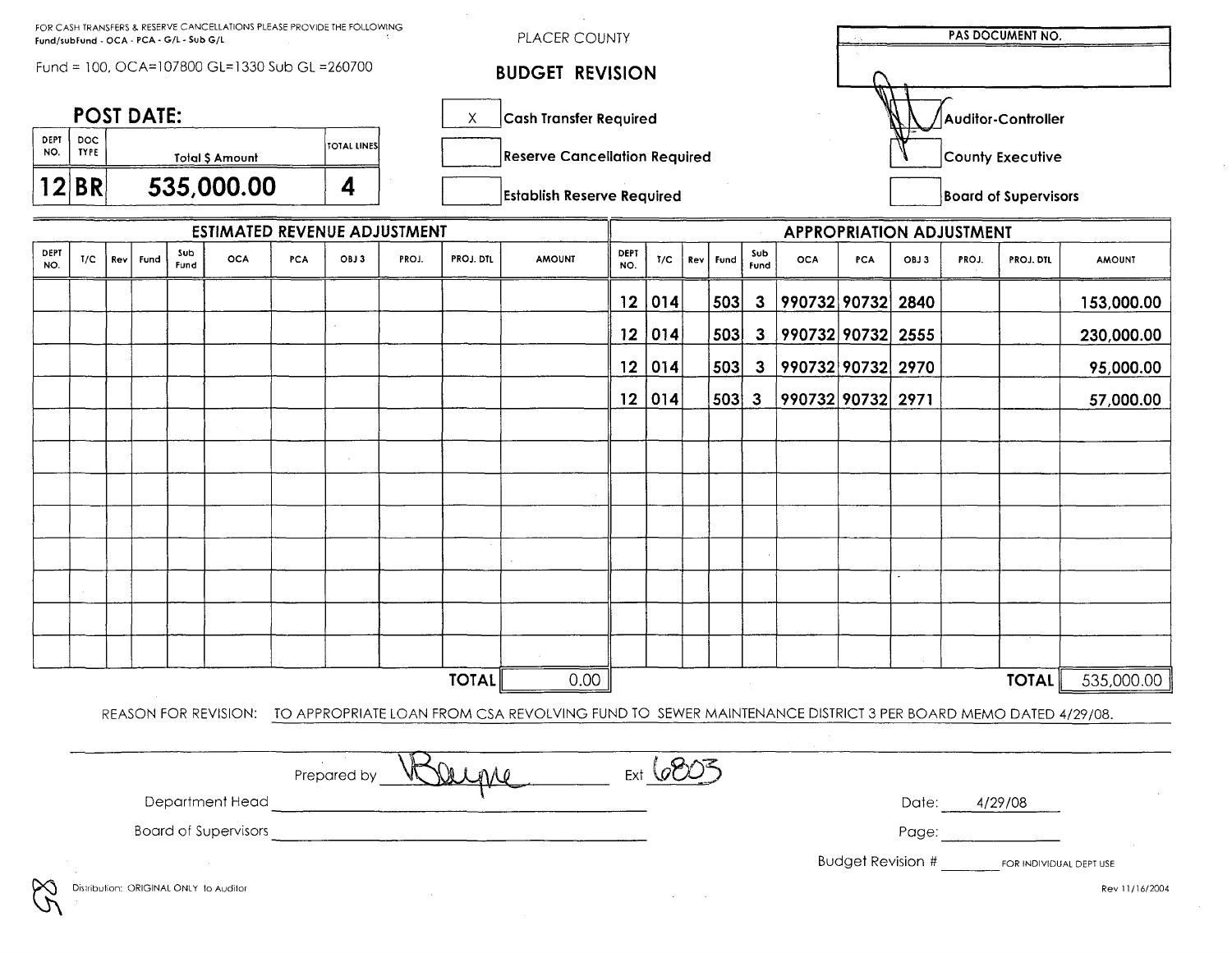FOR CASH TRANSFERS & RESERVE CANCELLATIONS PLEASE PROVIDE THE FOLLOWING
Fund/subFund - OCA - PCA - G/L - Sub G/L

Fund = 100, OCA=107800 GL=1330 Sub GL =260700

PLACER COUNTY

# BUDGET REVISION

| PAS DOCUMENT NO. |
|---|
| |

| | |
|---|---|
| X | Cash Transfer Required |
| | Reserve Cancellation Required |
| | Establish Reserve Required |

| | |
|---|---|
| (initialed) | Auditor-Controller |
| | County Executive |
| | Board of Supervisors |

## POST DATE:

| DEPT NO. | DOC TYPE | Total $ Amount | TOTAL LINES |
|---|---|---|---|
| 12 | BR | 535,000.00 | 4 |

**ESTIMATED REVENUE ADJUSTMENT**

| DEPT NO. | T/C | Rev | Fund | Sub Fund | OCA | PCA | OBJ 3 | PROJ. | PROJ. DTL | AMOUNT |
|---|---|---|---|---|---|---|---|---|---|---|
| | | | | | | | | | TOTAL | 0.00 |

**APPROPRIATION ADJUSTMENT**

| DEPT NO. | T/C | Rev | Fund | Sub Fund | OCA | PCA | OBJ 3 | PROJ. | PROJ. DTL | AMOUNT |
|---|---|---|---|---|---|---|---|---|---|---|
| 12 | 014 | | 503 | 3 | 990732 | 90732 | 2840 | | | 153,000.00 |
| 12 | 014 | | 503 | 3 | 990732 | 90732 | 2555 | | | 230,000.00 |
| 12 | 014 | | 503 | 3 | 990732 | 90732 | 2970 | | | 95,000.00 |
| 12 | 014 | | 503 | 3 | 990732 | 90732 | 2971 | | | 57,000.00 |
| | | | | | | | | | TOTAL | 535,000.00 |

REASON FOR REVISION: TO APPROPRIATE LOAN FROM CSA REVOLVING FUND TO SEWER MAINTENANCE DISTRICT 3 PER BOARD MEMO DATED 4/29/08.

Prepared by VBayne Ext 6803

Department Head ______________________

Board of Supervisors ______________________

Date: 4/29/08

Page: ________

Budget Revision # ________ FOR INDIVIDUAL DEPT USE

Distribution: ORIGINAL ONLY to Auditor

Rev 11/16/2004